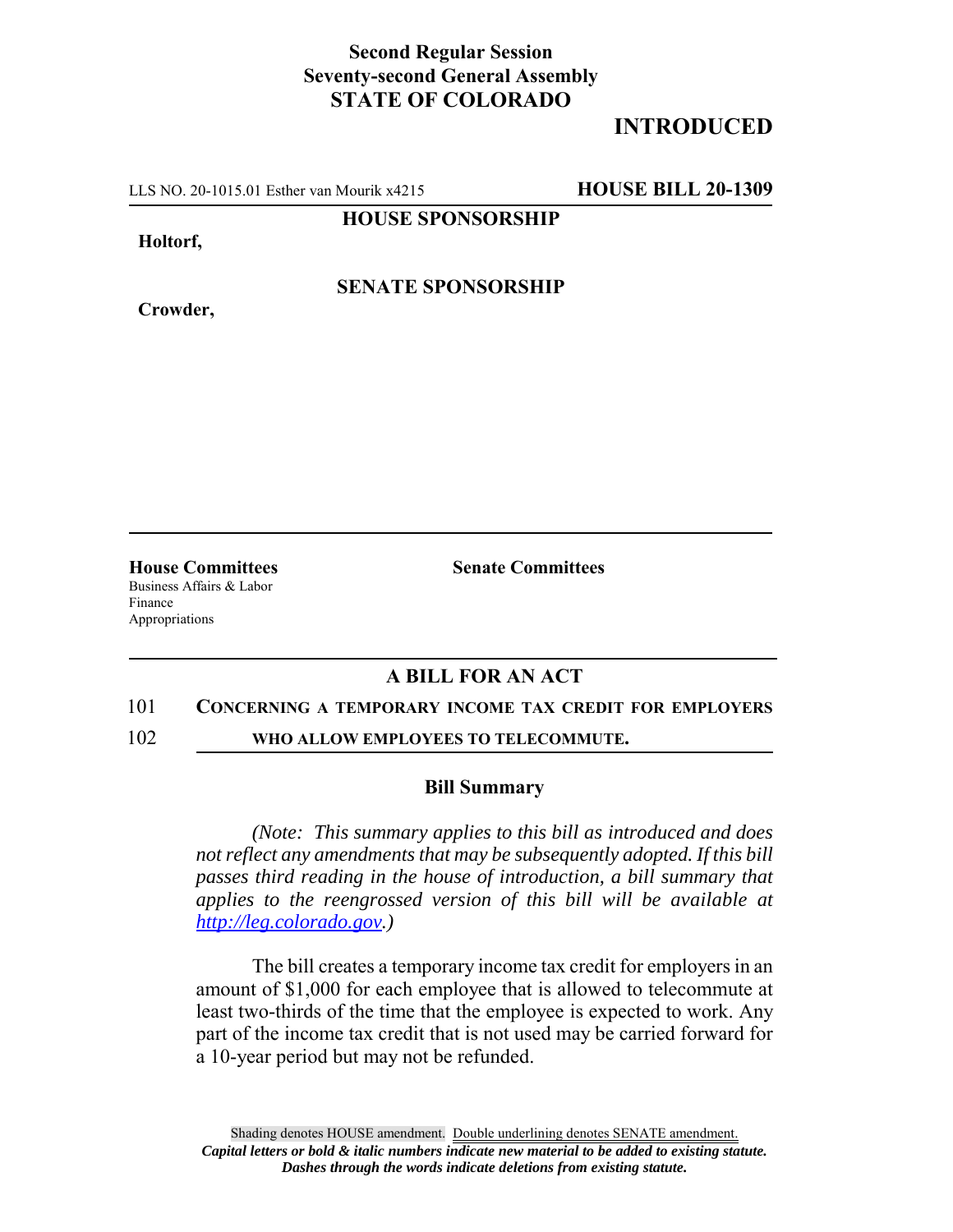**Second Regular Session**
**Seventy-second General Assembly**
**STATE OF COLORADO**

# INTRODUCED

LLS NO. 20-1015.01 Esther van Mourik x4215 **HOUSE BILL 20-1309**

**HOUSE SPONSORSHIP**

**Holtorf,**

**SENATE SPONSORSHIP**

**Crowder,**

**House Committees**
Business Affairs & Labor
Finance
Appropriations

**Senate Committees**

## A BILL FOR AN ACT

101 **CONCERNING A TEMPORARY INCOME TAX CREDIT FOR EMPLOYERS**
102 **WHO ALLOW EMPLOYEES TO TELECOMMUTE.**

### Bill Summary

*(Note: This summary applies to this bill as introduced and does not reflect any amendments that may be subsequently adopted. If this bill passes third reading in the house of introduction, a bill summary that applies to the reengrossed version of this bill will be available at http://leg.colorado.gov.)*

The bill creates a temporary income tax credit for employers in an amount of $1,000 for each employee that is allowed to telecommute at least two-thirds of the time that the employee is expected to work. Any part of the income tax credit that is not used may be carried forward for a 10-year period but may not be refunded.

Shading denotes HOUSE amendment. Double underlining denotes SENATE amendment.
***Capital letters or bold & italic numbers indicate new material to be added to existing statute.***
***Dashes through the words indicate deletions from existing statute.***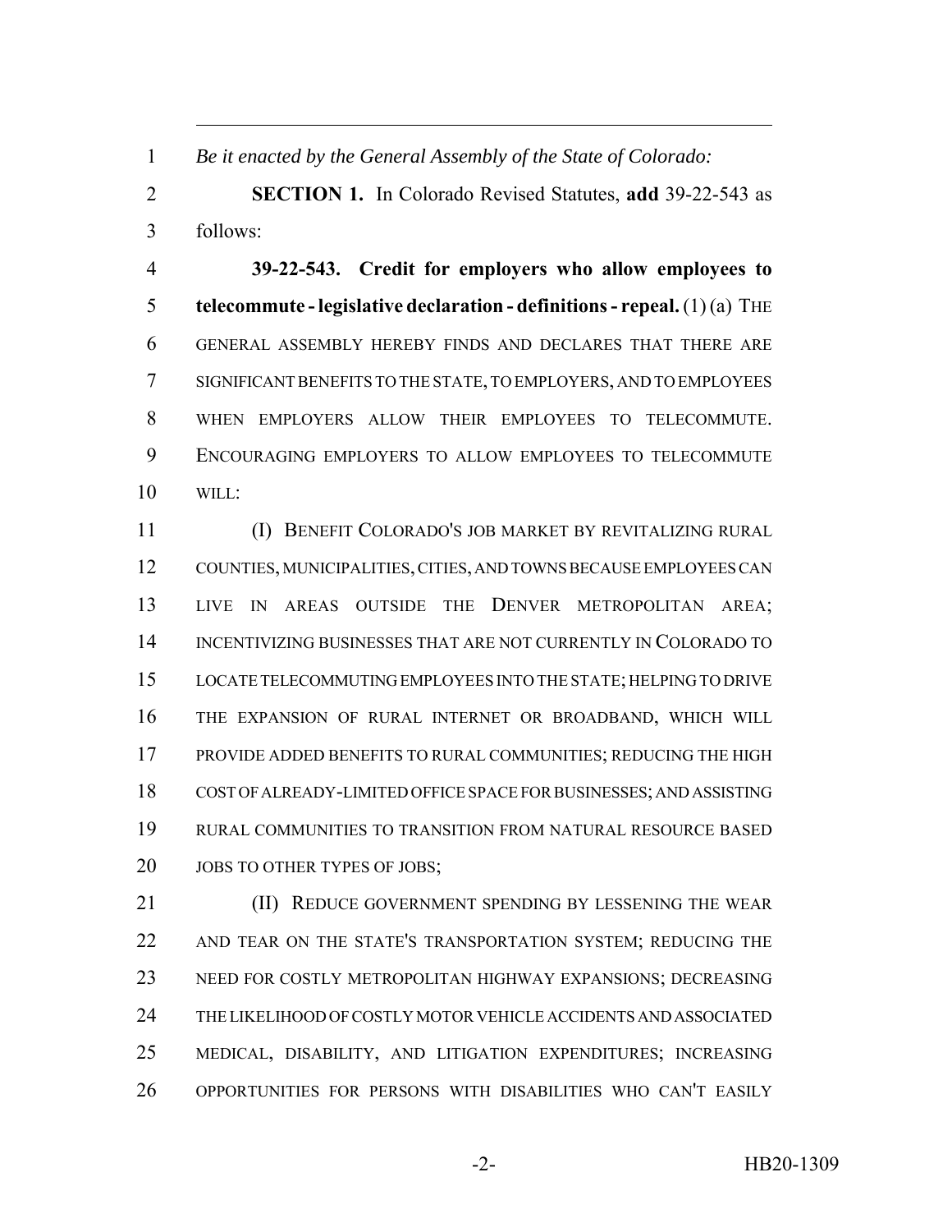*Be it enacted by the General Assembly of the State of Colorado:*

**SECTION 1.** In Colorado Revised Statutes, **add** 39-22-543 as follows:

**39-22-543. Credit for employers who allow employees to telecommute - legislative declaration - definitions - repeal.** (1) (a) THE GENERAL ASSEMBLY HEREBY FINDS AND DECLARES THAT THERE ARE SIGNIFICANT BENEFITS TO THE STATE, TO EMPLOYERS, AND TO EMPLOYEES WHEN EMPLOYERS ALLOW THEIR EMPLOYEES TO TELECOMMUTE. ENCOURAGING EMPLOYERS TO ALLOW EMPLOYEES TO TELECOMMUTE WILL:

(I) BENEFIT COLORADO'S JOB MARKET BY REVITALIZING RURAL COUNTIES, MUNICIPALITIES, CITIES, AND TOWNS BECAUSE EMPLOYEES CAN LIVE IN AREAS OUTSIDE THE DENVER METROPOLITAN AREA; INCENTIVIZING BUSINESSES THAT ARE NOT CURRENTLY IN COLORADO TO LOCATE TELECOMMUTING EMPLOYEES INTO THE STATE; HELPING TO DRIVE THE EXPANSION OF RURAL INTERNET OR BROADBAND, WHICH WILL PROVIDE ADDED BENEFITS TO RURAL COMMUNITIES; REDUCING THE HIGH COST OF ALREADY-LIMITED OFFICE SPACE FOR BUSINESSES; AND ASSISTING RURAL COMMUNITIES TO TRANSITION FROM NATURAL RESOURCE BASED JOBS TO OTHER TYPES OF JOBS;

(II) REDUCE GOVERNMENT SPENDING BY LESSENING THE WEAR AND TEAR ON THE STATE'S TRANSPORTATION SYSTEM; REDUCING THE NEED FOR COSTLY METROPOLITAN HIGHWAY EXPANSIONS; DECREASING THE LIKELIHOOD OF COSTLY MOTOR VEHICLE ACCIDENTS AND ASSOCIATED MEDICAL, DISABILITY, AND LITIGATION EXPENDITURES; INCREASING OPPORTUNITIES FOR PERSONS WITH DISABILITIES WHO CAN'T EASILY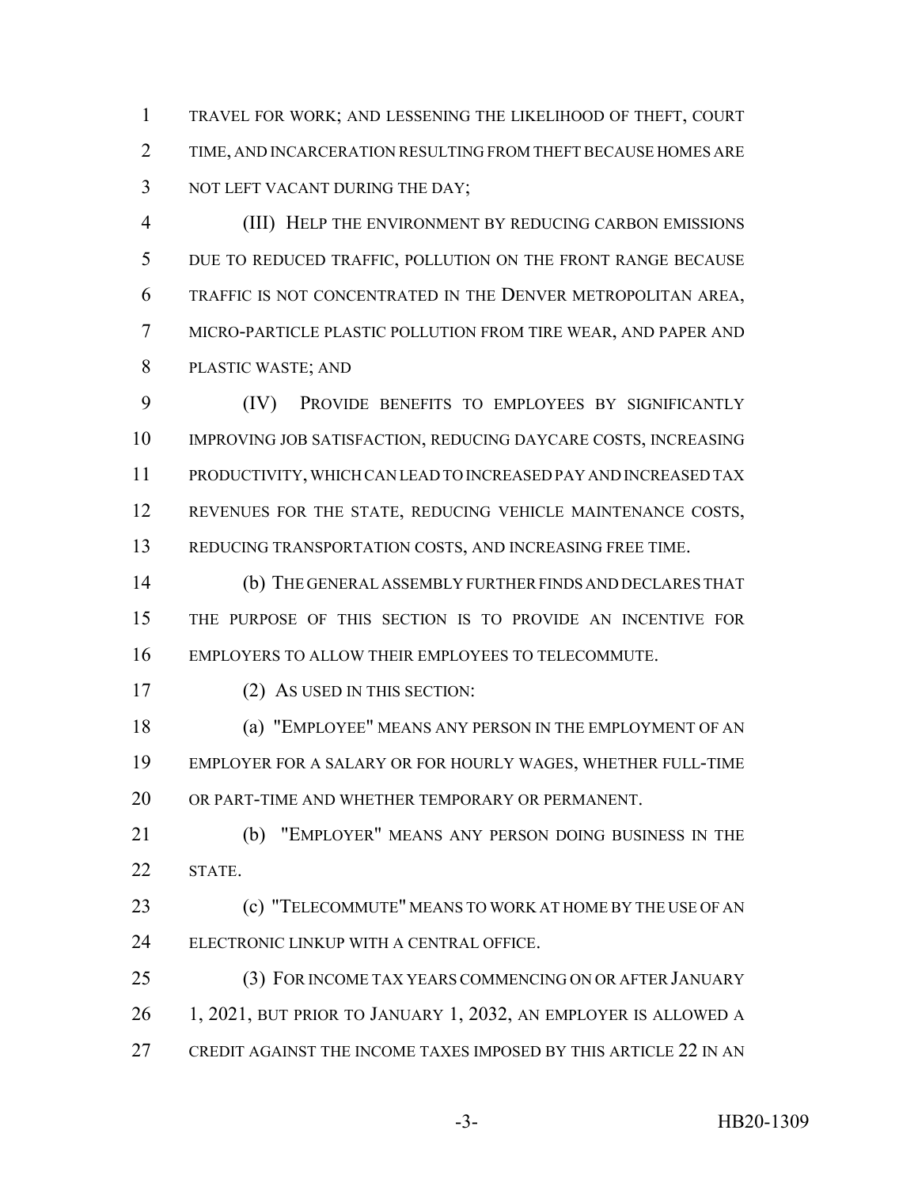TRAVEL FOR WORK; AND LESSENING THE LIKELIHOOD OF THEFT, COURT TIME, AND INCARCERATION RESULTING FROM THEFT BECAUSE HOMES ARE NOT LEFT VACANT DURING THE DAY;

(III) HELP THE ENVIRONMENT BY REDUCING CARBON EMISSIONS DUE TO REDUCED TRAFFIC, POLLUTION ON THE FRONT RANGE BECAUSE TRAFFIC IS NOT CONCENTRATED IN THE DENVER METROPOLITAN AREA, MICRO-PARTICLE PLASTIC POLLUTION FROM TIRE WEAR, AND PAPER AND PLASTIC WASTE; AND

(IV) PROVIDE BENEFITS TO EMPLOYEES BY SIGNIFICANTLY IMPROVING JOB SATISFACTION, REDUCING DAYCARE COSTS, INCREASING PRODUCTIVITY, WHICH CAN LEAD TO INCREASED PAY AND INCREASED TAX REVENUES FOR THE STATE, REDUCING VEHICLE MAINTENANCE COSTS, REDUCING TRANSPORTATION COSTS, AND INCREASING FREE TIME.

(b) THE GENERAL ASSEMBLY FURTHER FINDS AND DECLARES THAT THE PURPOSE OF THIS SECTION IS TO PROVIDE AN INCENTIVE FOR EMPLOYERS TO ALLOW THEIR EMPLOYEES TO TELECOMMUTE.

(2) AS USED IN THIS SECTION:

(a) "EMPLOYEE" MEANS ANY PERSON IN THE EMPLOYMENT OF AN EMPLOYER FOR A SALARY OR FOR HOURLY WAGES, WHETHER FULL-TIME OR PART-TIME AND WHETHER TEMPORARY OR PERMANENT.

(b) "EMPLOYER" MEANS ANY PERSON DOING BUSINESS IN THE STATE.

(c) "TELECOMMUTE" MEANS TO WORK AT HOME BY THE USE OF AN ELECTRONIC LINKUP WITH A CENTRAL OFFICE.

(3) FOR INCOME TAX YEARS COMMENCING ON OR AFTER JANUARY 1, 2021, BUT PRIOR TO JANUARY 1, 2032, AN EMPLOYER IS ALLOWED A CREDIT AGAINST THE INCOME TAXES IMPOSED BY THIS ARTICLE 22 IN AN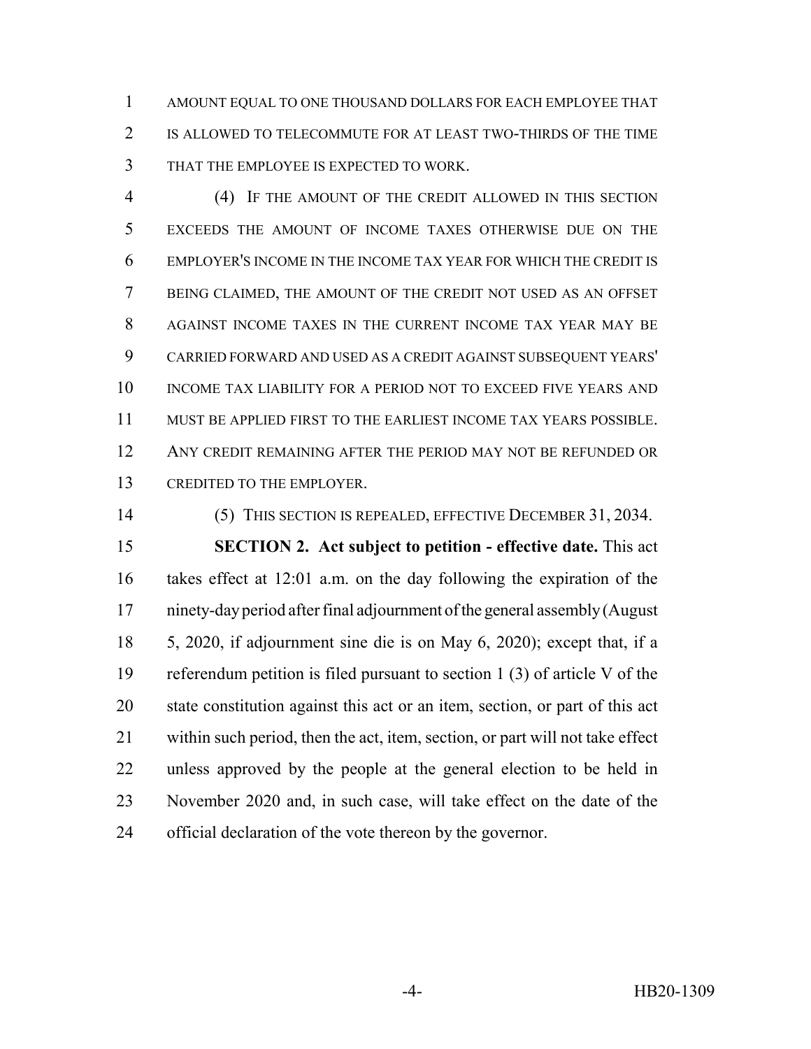AMOUNT EQUAL TO ONE THOUSAND DOLLARS FOR EACH EMPLOYEE THAT IS ALLOWED TO TELECOMMUTE FOR AT LEAST TWO-THIRDS OF THE TIME THAT THE EMPLOYEE IS EXPECTED TO WORK.

(4) IF THE AMOUNT OF THE CREDIT ALLOWED IN THIS SECTION EXCEEDS THE AMOUNT OF INCOME TAXES OTHERWISE DUE ON THE EMPLOYER'S INCOME IN THE INCOME TAX YEAR FOR WHICH THE CREDIT IS BEING CLAIMED, THE AMOUNT OF THE CREDIT NOT USED AS AN OFFSET AGAINST INCOME TAXES IN THE CURRENT INCOME TAX YEAR MAY BE CARRIED FORWARD AND USED AS A CREDIT AGAINST SUBSEQUENT YEARS' INCOME TAX LIABILITY FOR A PERIOD NOT TO EXCEED FIVE YEARS AND MUST BE APPLIED FIRST TO THE EARLIEST INCOME TAX YEARS POSSIBLE. ANY CREDIT REMAINING AFTER THE PERIOD MAY NOT BE REFUNDED OR CREDITED TO THE EMPLOYER.

(5) THIS SECTION IS REPEALED, EFFECTIVE DECEMBER 31, 2034.

**SECTION 2. Act subject to petition - effective date.** This act takes effect at 12:01 a.m. on the day following the expiration of the ninety-day period after final adjournment of the general assembly (August 5, 2020, if adjournment sine die is on May 6, 2020); except that, if a referendum petition is filed pursuant to section 1 (3) of article V of the state constitution against this act or an item, section, or part of this act within such period, then the act, item, section, or part will not take effect unless approved by the people at the general election to be held in November 2020 and, in such case, will take effect on the date of the official declaration of the vote thereon by the governor.